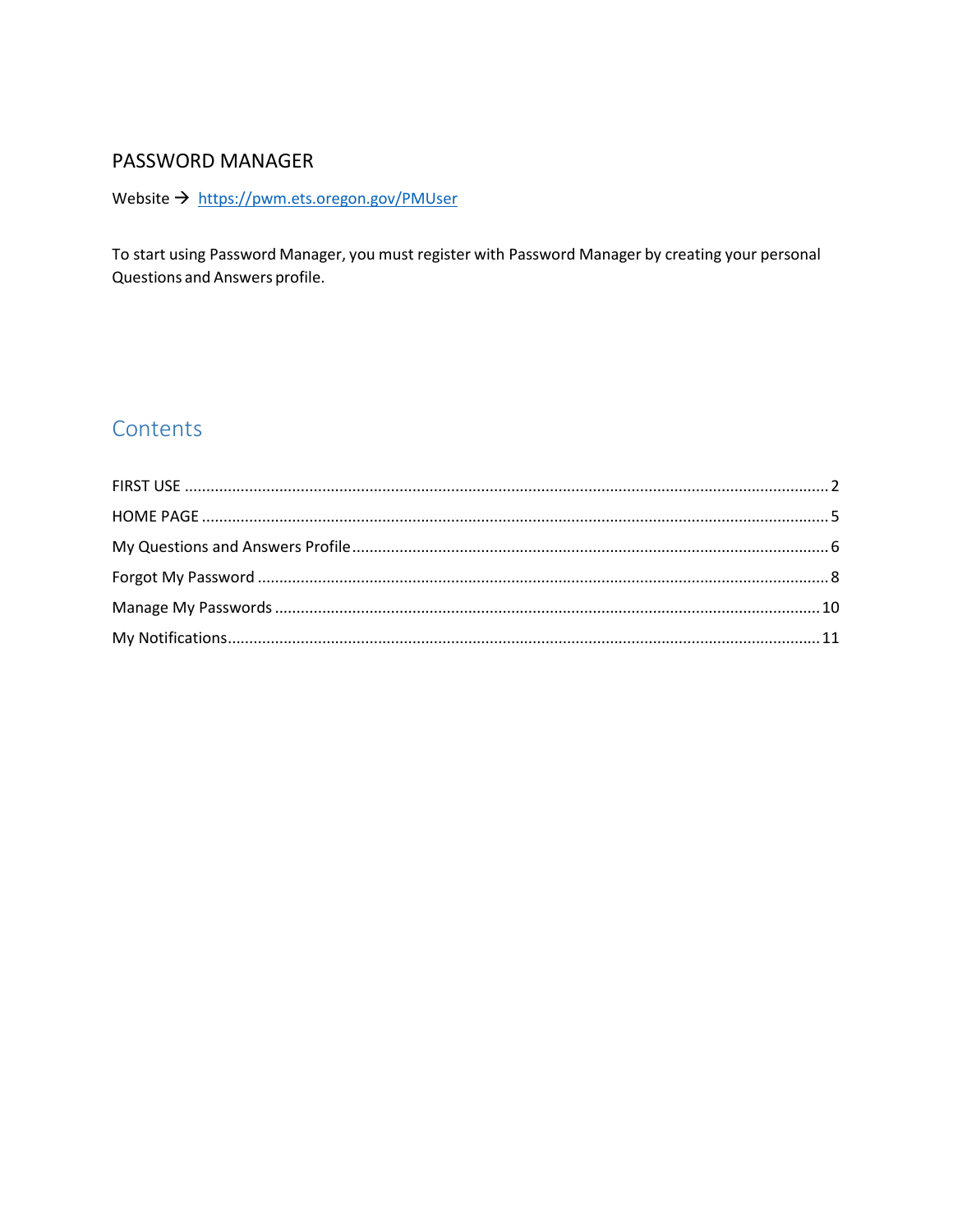# PASSWORD MANAGER

Website → [https://pwm.ets.oregon.gov/PMUser](https://pwm.ets.oregon.gov/PMUser)

To start using Password Manager, you must register with Password Manager by creating your personal Questions and Answers profile.

## Contents

FIRST USE .......... 2

HOME PAGE .......... 5

My Questions and Answers Profile .......... 6

Forgot My Password .......... 8

Manage My Passwords .......... 10

My Notifications .......... 11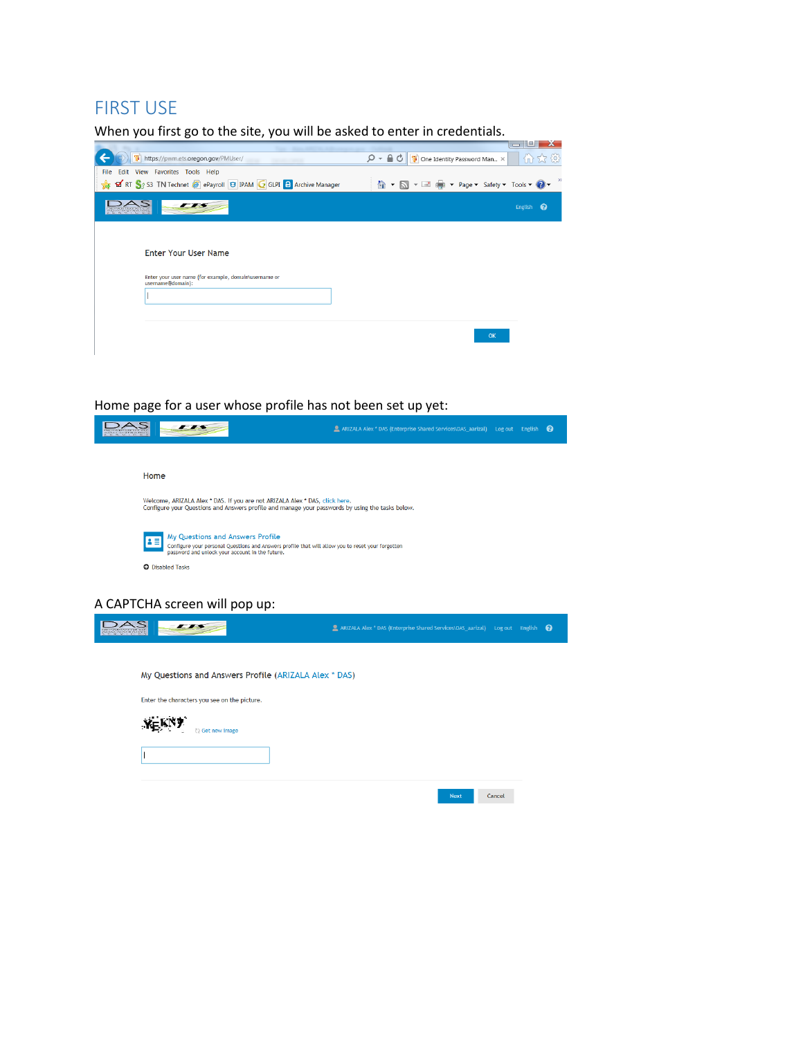# FIRST USE

When you first go to the site, you will be asked to enter in credentials.

Enter Your User Name

Enter your user name (for example, domain\username or username@domain):

OK

Home page for a user whose profile has not been set up yet:

ARIZALA Alex * DAS (Enterprise Shared Services\DAS_aarizal) Log out English

Home

Welcome, ARIZALA Alex * DAS. If you are not ARIZALA Alex * DAS, click here.
Configure your Questions and Answers profile and manage your passwords by using the tasks below.

My Questions and Answers Profile
Configure your personal Questions and Answers profile that will allow you to reset your forgotten password and unlock your account in the future.

Disabled Tasks

A CAPTCHA screen will pop up:

ARIZALA Alex * DAS (Enterprise Shared Services\DAS_aarizal) Log out English

My Questions and Answers Profile (ARIZALA Alex * DAS)

Enter the characters you see on the picture.

Get new image

Next Cancel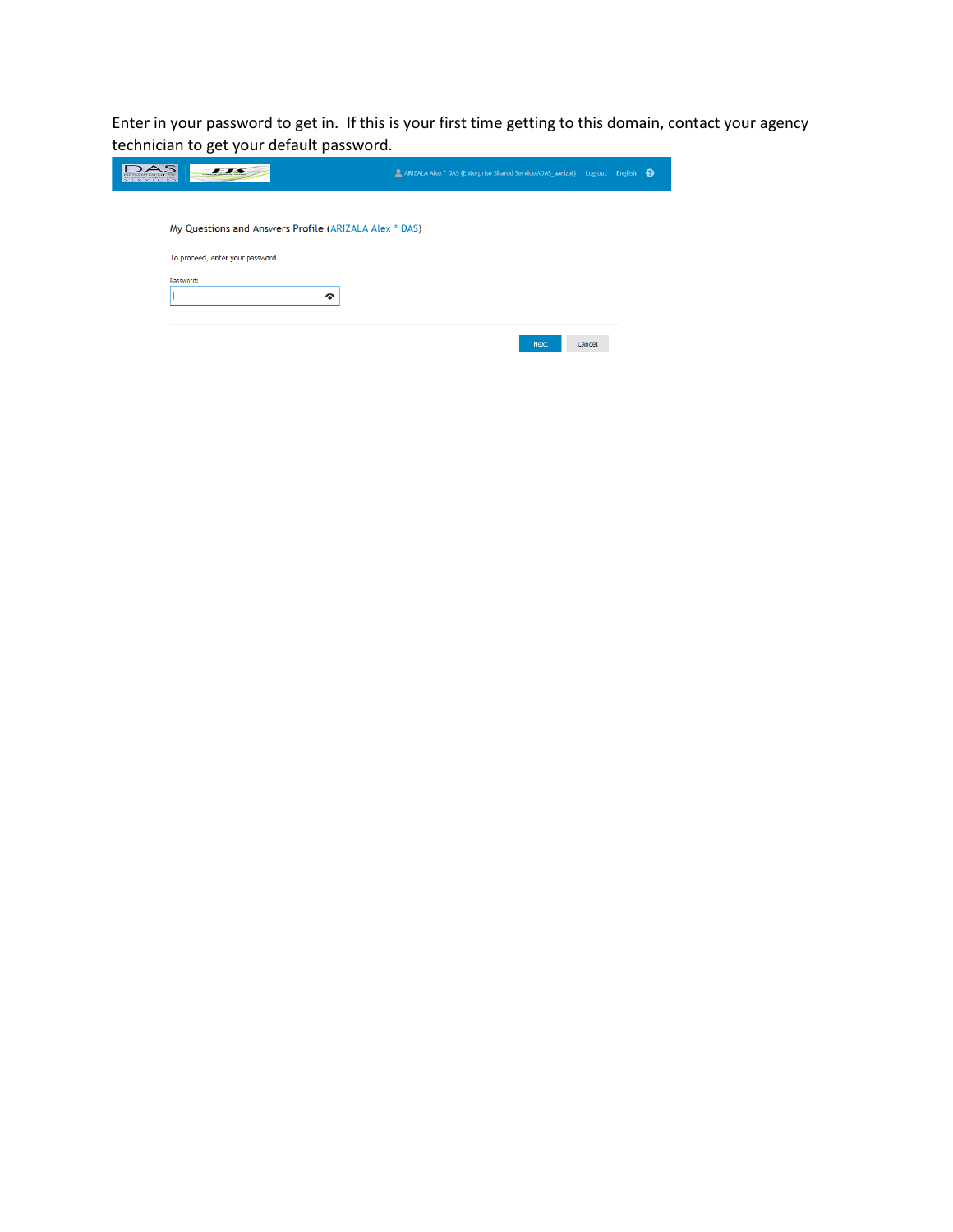Enter in your password to get in. If this is your first time getting to this domain, contact your agency technician to get your default password.

ARIZALA Alex * DAS (Enterprise Shared Services\DAS_aarizal) Log out English

My Questions and Answers Profile (ARIZALA Alex * DAS)

To proceed, enter your password.

Password:

Next Cancel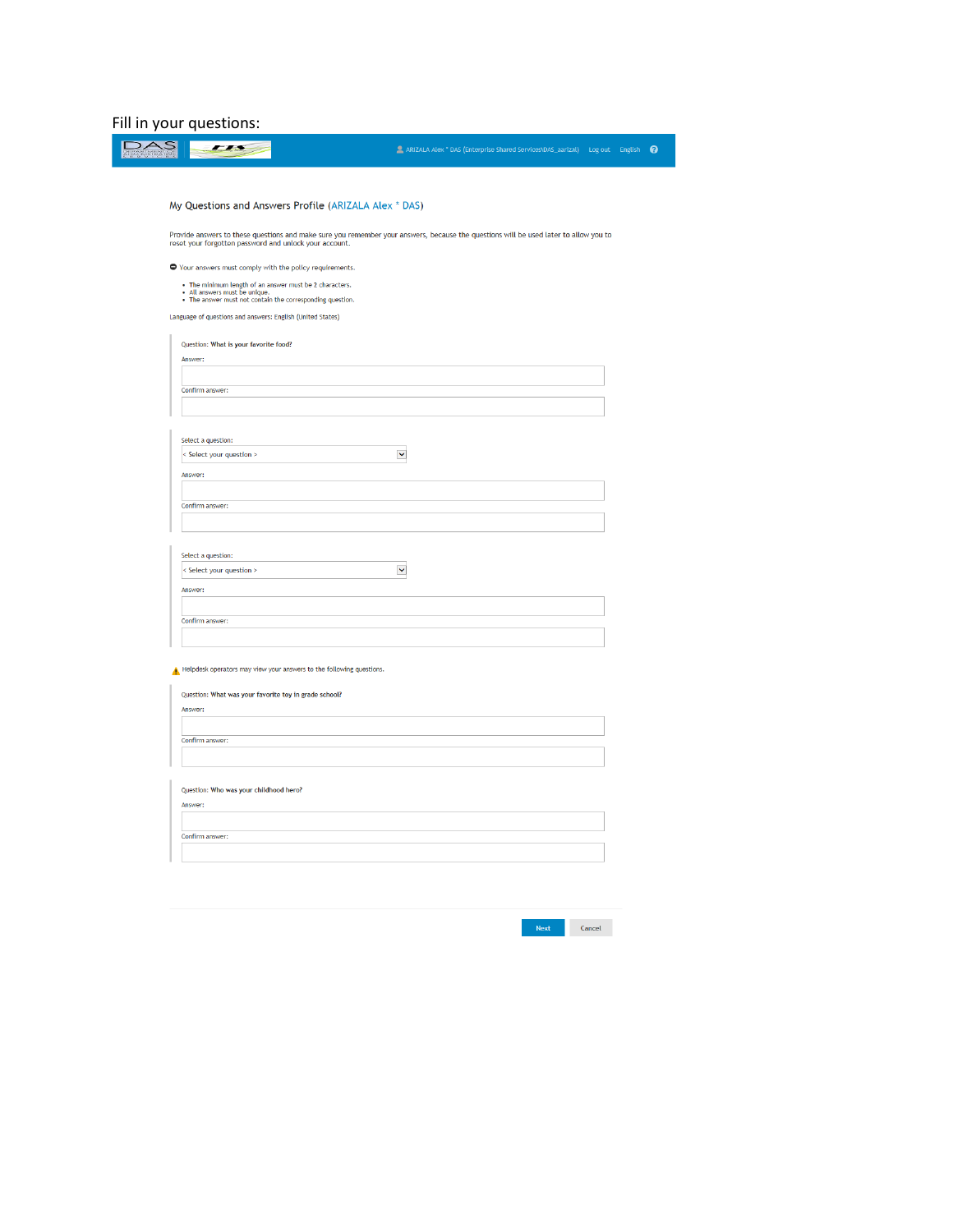Fill in your questions:

ARIZALA Alex * DAS (Enterprise Shared Services\DAS_aarizal) Log out English

My Questions and Answers Profile (ARIZALA Alex * DAS)

Provide answers to these questions and make sure you remember your answers, because the questions will be used later to allow you to reset your forgotten password and unlock your account.

Your answers must comply with the policy requirements.

- The minimum length of an answer must be 2 characters.
- All answers must be unique.
- The answer must not contain the corresponding question.

Language of questions and answers: English (United States)

Question: **What is your favorite food?**

Answer:

Confirm answer:

Select a question:

< Select your question >

Answer:

Confirm answer:

Select a question:

< Select your question >

Answer:

Confirm answer:

Helpdesk operators may view your answers to the following questions.

Question: **What was your favorite toy in grade school?**

Answer:

Confirm answer:

Question: **Who was your childhood hero?**

Answer:

Confirm answer:

Next Cancel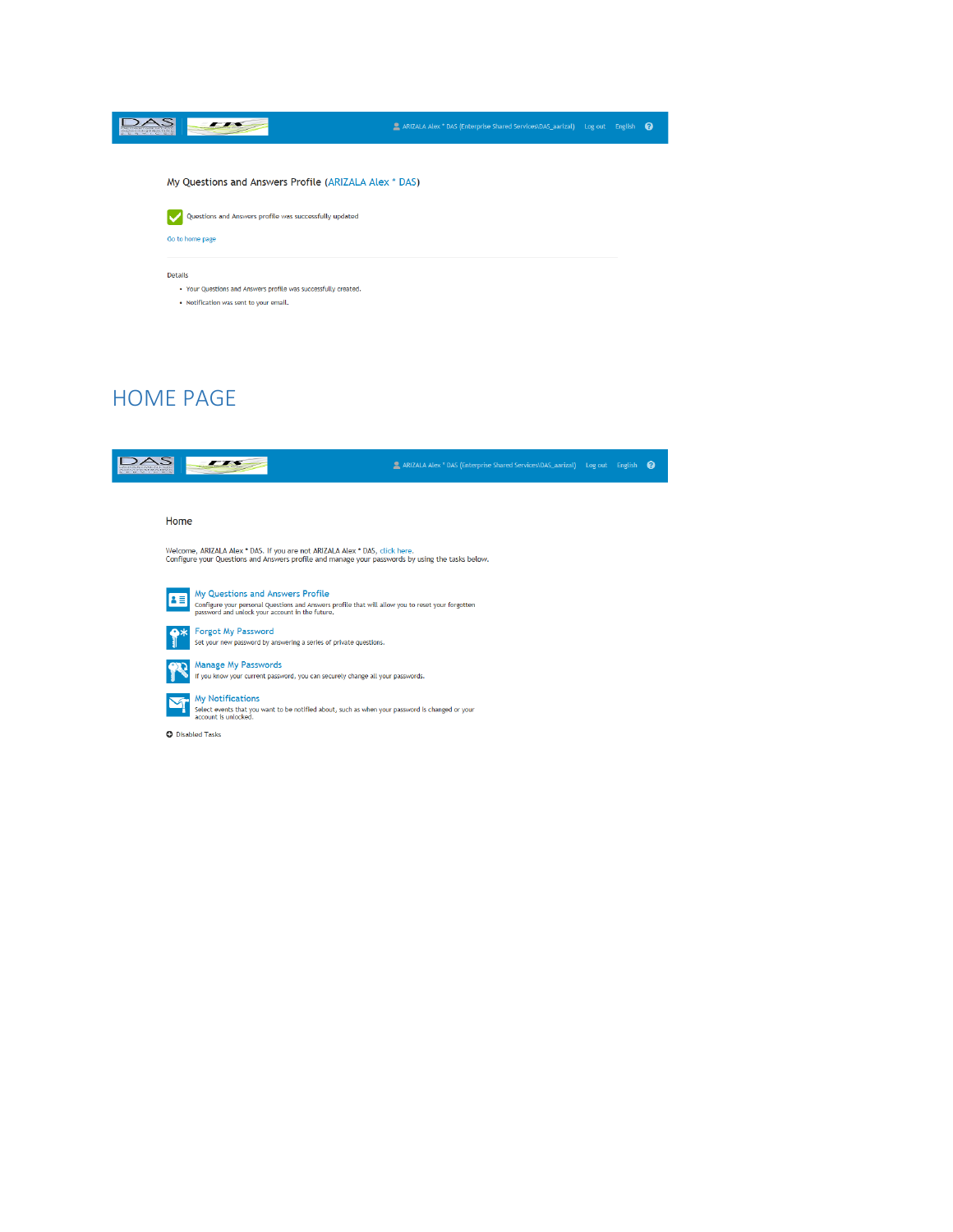ARIZALA Alex * DAS (Enterprise Shared Services\DAS_aarizal) Log out English

My Questions and Answers Profile (ARIZALA Alex * DAS)

Questions and Answers profile was successfully updated

Go to home page

Details

- Your Questions and Answers profile was successfully created.
- Notification was sent to your email.

# HOME PAGE

ARIZALA Alex * DAS (Enterprise Shared Services\DAS_aarizal) Log out English

Home

Welcome, ARIZALA Alex * DAS. If you are not ARIZALA Alex * DAS, click here.
Configure your Questions and Answers profile and manage your passwords by using the tasks below.

**My Questions and Answers Profile**
Configure your personal Questions and Answers profile that will allow you to reset your forgotten password and unlock your account in the future.

**Forgot My Password**
Set your new password by answering a series of private questions.

**Manage My Passwords**
If you know your current password, you can securely change all your passwords.

**My Notifications**
Select events that you want to be notified about, such as when your password is changed or your account is unlocked.

Disabled Tasks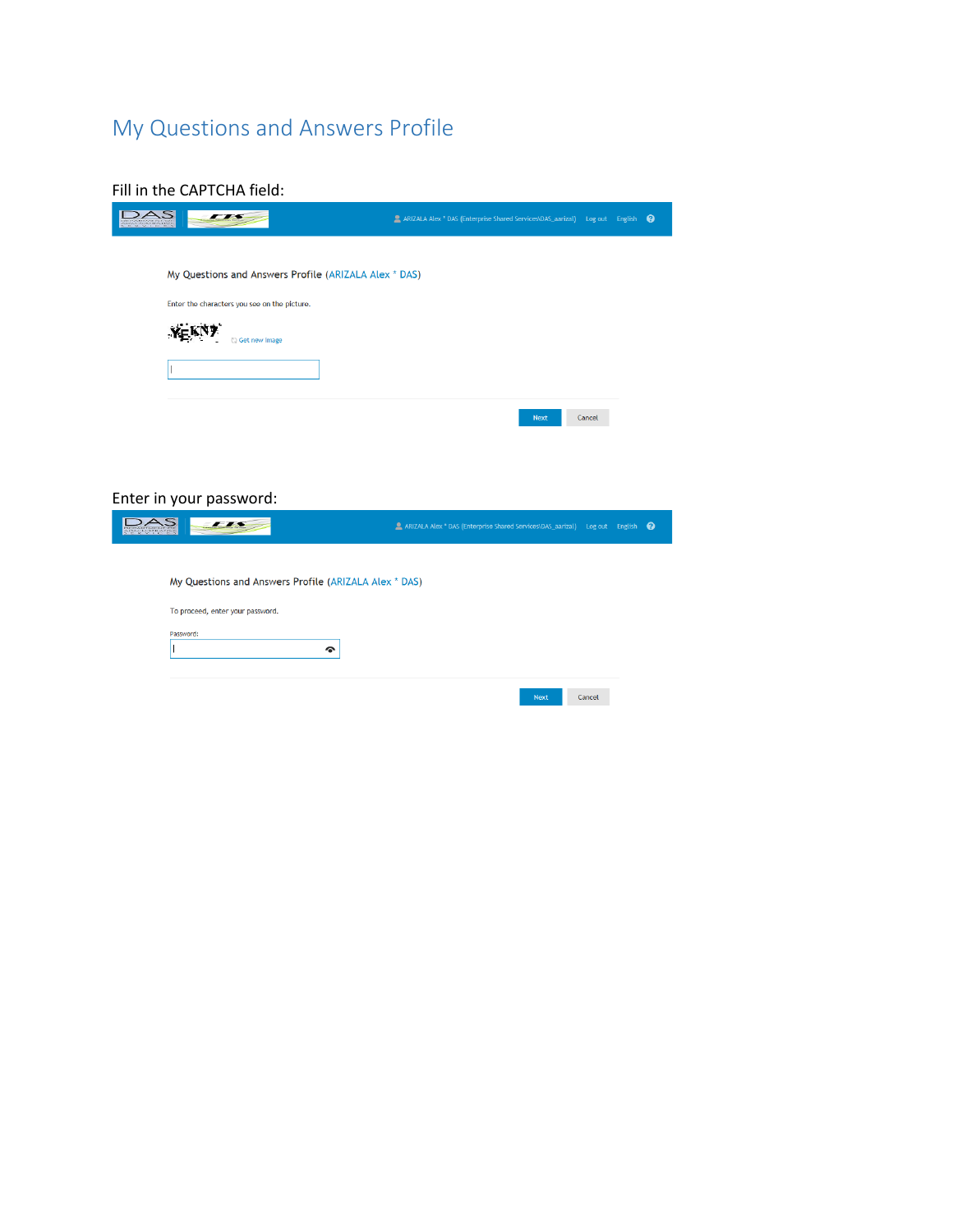# My Questions and Answers Profile

Fill in the CAPTCHA field:

ARIZALA Alex * DAS (Enterprise Shared Services\DAS_aarizal) Log out English

My Questions and Answers Profile (ARIZALA Alex * DAS)

Enter the characters you see on the picture.

Get new image

Next Cancel

Enter in your password:

ARIZALA Alex * DAS (Enterprise Shared Services\DAS_aarizal) Log out English

My Questions and Answers Profile (ARIZALA Alex * DAS)

To proceed, enter your password.

Password:

Next Cancel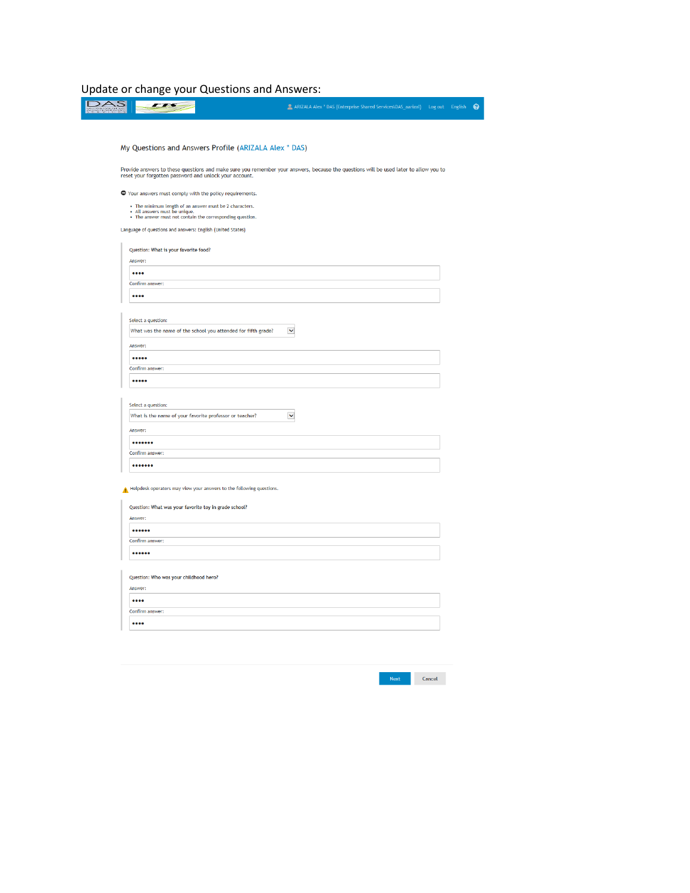Update or change your Questions and Answers:

ARIZALA Alex * DAS (Enterprise Shared Services\DAS_aarizal) Log out English

My Questions and Answers Profile (ARIZALA Alex * DAS)

Provide answers to these questions and make sure you remember your answers, because the questions will be used later to allow you to reset your forgotten password and unlock your account.

Your answers must comply with the policy requirements.

- The minimum length of an answer must be 2 characters.
- All answers must be unique.
- The answer must not contain the corresponding question.

Language of questions and answers: English (United States)

Question: What is your favorite food?

Answer:

••••

Confirm answer:

••••

Select a question:

What was the name of the school you attended for fifth grade?

Answer:

•••••

Confirm answer:

•••••

Select a question:

What is the name of your favorite professor or teacher?

Answer:

•••••••

Confirm answer:

•••••••

Helpdesk operators may view your answers to the following questions.

Question: What was your favorite toy in grade school?

Answer:

••••••

Confirm answer:

••••••

Question: Who was your childhood hero?

Answer:

••••

Confirm answer:

••••

Next Cancel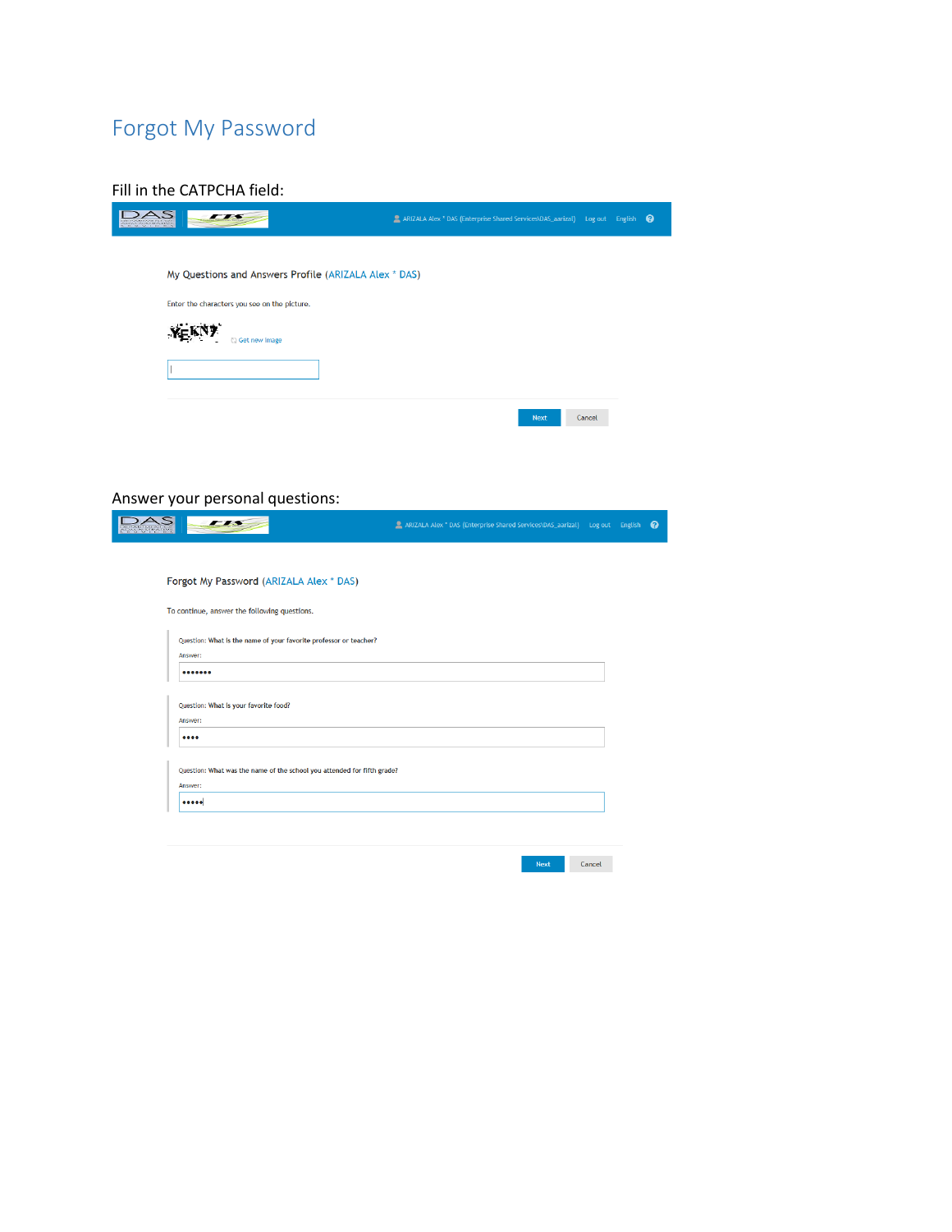# Forgot My Password

Fill in the CATPCHA field:

ARIZALA Alex * DAS (Enterprise Shared Services\DAS_aarizal) Log out English

My Questions and Answers Profile (ARIZALA Alex * DAS)

Enter the characters you see on the picture.

Get new image

Next Cancel

Answer your personal questions:

ARIZALA Alex * DAS (Enterprise Shared Services\DAS_aarizal) Log out English

Forgot My Password (ARIZALA Alex * DAS)

To continue, answer the following questions.

Question: What is the name of your favorite professor or teacher?

Answer:

Question: What is your favorite food?

Answer:

Question: What was the name of the school you attended for fifth grade?

Answer:

Next Cancel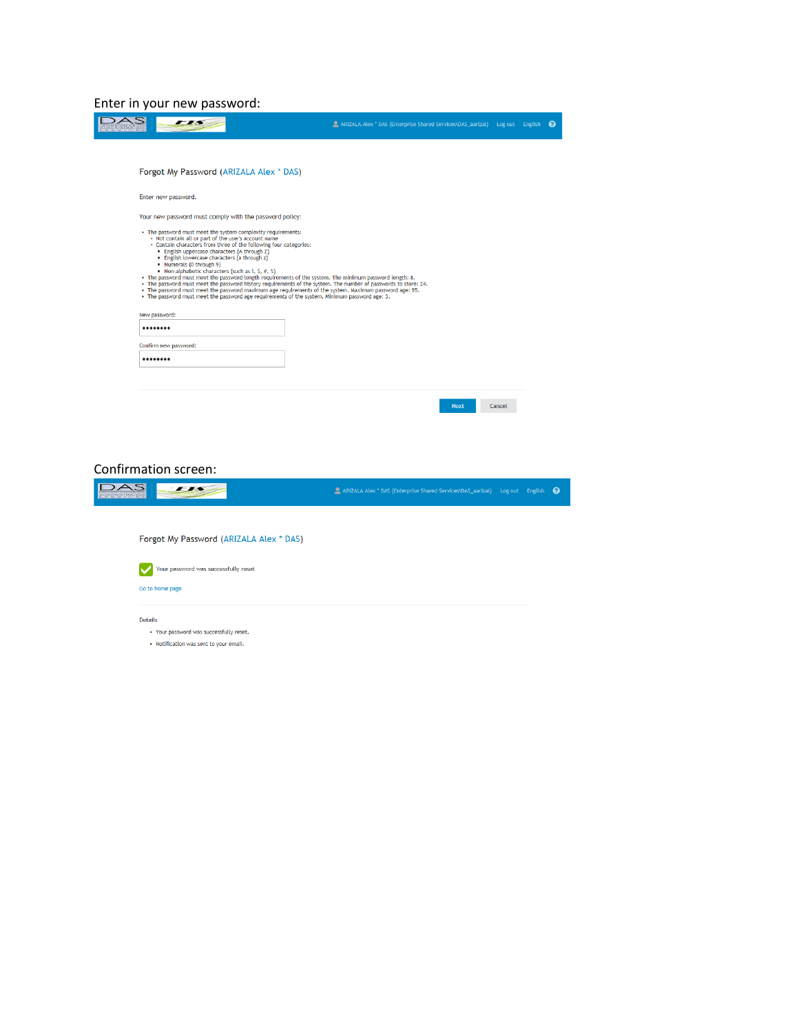Enter in your new password:

ARIZALA Alex * DAS (Enterprise Shared Services\DAS_aarizal) Log out English

Forgot My Password (ARIZALA Alex * DAS)

Enter new password.

Your new password must comply with the password policy:

- The password must meet the system complexity requirements:
  - Not contain all or part of the user's account name
  - Contain characters from three of the following four categories:
    - English uppercase characters (A through Z)
    - English lowercase characters (a through z)
    - Numerals (0 through 9)
    - Non-alphabetic characters (such as !, $, #, %)
- The password must meet the password length requirements of the system. The minimum password length: 8.
- The password must meet the password history requirements of the system. The number of passwords to store: 24.
- The password must meet the password maximum age requirements of the system. Maximum password age: 95.
- The password must meet the password age requirements of the system. Minimum password age: 3.

New password:

••••••••

Confirm new password:

••••••••

Next Cancel

Confirmation screen:

ARIZALA Alex * DAS (Enterprise Shared Services\DAS_aarizal) Log out English

Forgot My Password (ARIZALA Alex * DAS)

Your password was successfully reset

Go to home page

Details

- Your password was successfully reset.
- Notification was sent to your email.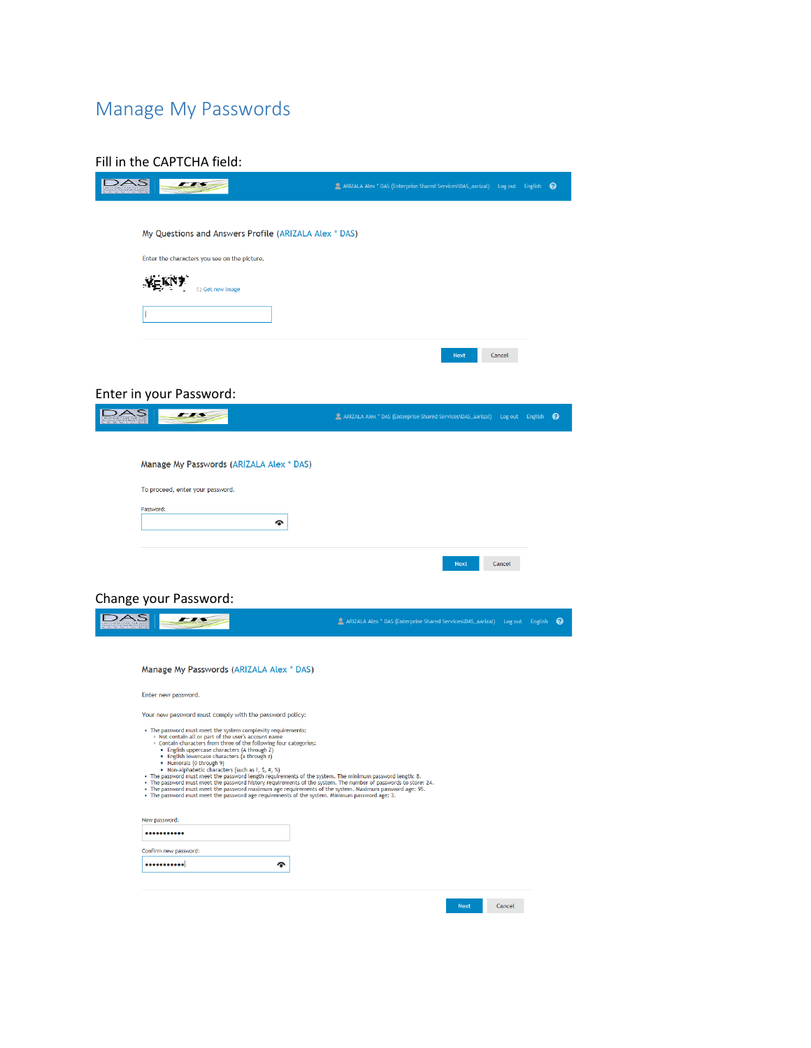# Manage My Passwords

## Fill in the CAPTCHA field:

ARIZALA Alex * DAS (Enterprise Shared Services\DAS_aarizal) Log out English

My Questions and Answers Profile (ARIZALA Alex * DAS)

Enter the characters you see on the picture.

Get new image

Next Cancel

## Enter in your Password:

ARIZALA Alex * DAS (Enterprise Shared Services\DAS_aarizal) Log out English

Manage My Passwords (ARIZALA Alex * DAS)

To proceed, enter your password.

Password:

Next Cancel

## Change your Password:

ARIZALA Alex * DAS (Enterprise Shared Services\DAS_aarizal) Log out English

Manage My Passwords (ARIZALA Alex * DAS)

Enter new password.

Your new password must comply with the password policy:

- The password must meet the system complexity requirements:
  - Not contain all or part of the user's account name
  - Contain characters from three of the following four categories:
    - English uppercase characters (A through Z)
    - English lowercase characters (a through z)
    - Numerals (0 through 9)
    - Non-alphabetic characters (such as !, $, #, %)
- The password must meet the password length requirements of the system. The minimum password length: 8.
- The password must meet the password history requirements of the system. The number of passwords to store: 24.
- The password must meet the password maximum age requirements of the system. Maximum password age: 95.
- The password must meet the password age requirements of the system. Minimum password age: 3.

New password:

Confirm new password:

Next Cancel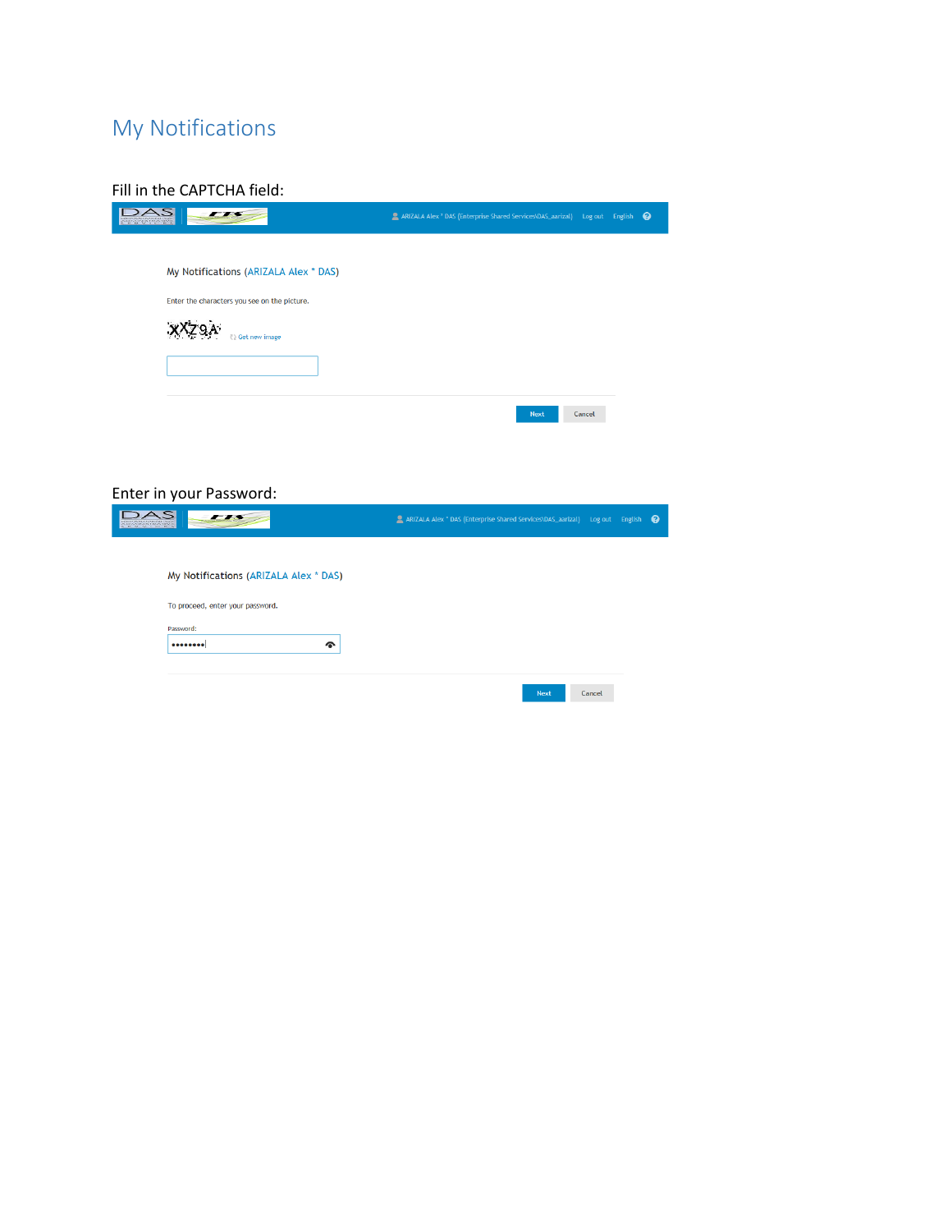# My Notifications

Fill in the CAPTCHA field:

ARIZALA Alex * DAS (Enterprise Shared Services\DAS_aarizal) Log out English

My Notifications (ARIZALA Alex * DAS)

Enter the characters you see on the picture.

Get new image

Next Cancel

Enter in your Password:

ARIZALA Alex * DAS (Enterprise Shared Services\DAS_aarizal) Log out English

My Notifications (ARIZALA Alex * DAS)

To proceed, enter your password.

Password:

Next Cancel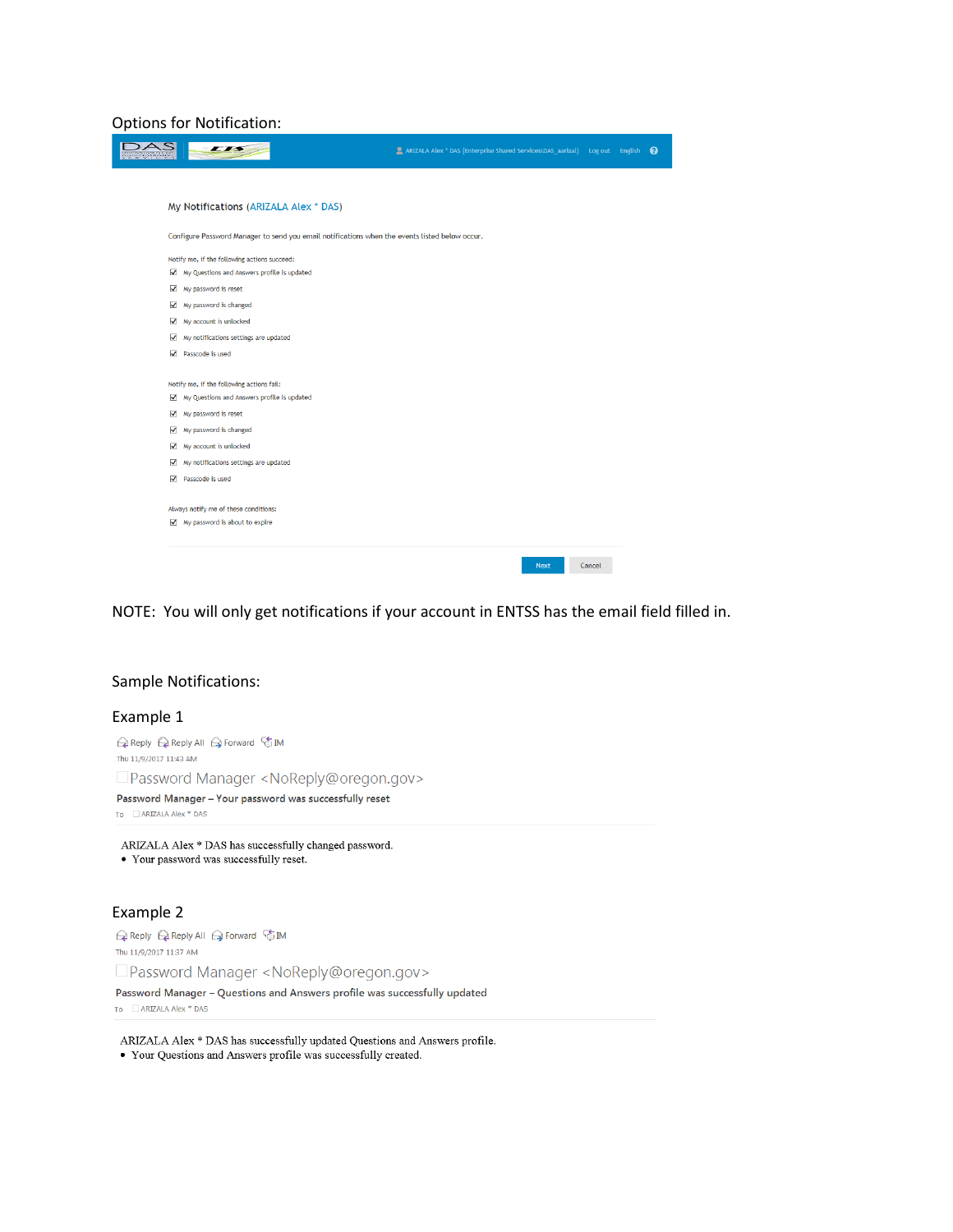Options for Notification:

ARIZALA Alex * DAS (Enterprise Shared Services\DAS_aarizal) Log out English

My Notifications (ARIZALA Alex * DAS)

Configure Password Manager to send you email notifications when the events listed below occur.

Notify me, if the following actions succeed:

- ☑ My Questions and Answers profile is updated
- ☑ My password is reset
- ☑ My password is changed
- ☑ My account is unlocked
- ☑ My notifications settings are updated
- ☑ Passcode is used

Notify me, if the following actions fail:

- ☑ My Questions and Answers profile is updated
- ☑ My password is reset
- ☑ My password is changed
- ☑ My account is unlocked
- ☑ My notifications settings are updated
- ☑ Passcode is used

Always notify me of these conditions:

- ☑ My password is about to expire

Next Cancel

NOTE: You will only get notifications if your account in ENTSS has the email field filled in.

Sample Notifications:

## Example 1

Reply Reply All Forward IM

Thu 11/9/2017 11:43 AM

Password Manager <NoReply@oregon.gov>

**Password Manager – Your password was successfully reset**

To ARIZALA Alex * DAS

ARIZALA Alex * DAS has successfully changed password.

- Your password was successfully reset.

## Example 2

Reply Reply All Forward IM

Thu 11/9/2017 11:37 AM

Password Manager <NoReply@oregon.gov>

**Password Manager – Questions and Answers profile was successfully updated**

To ARIZALA Alex * DAS

ARIZALA Alex * DAS has successfully updated Questions and Answers profile.

- Your Questions and Answers profile was successfully created.